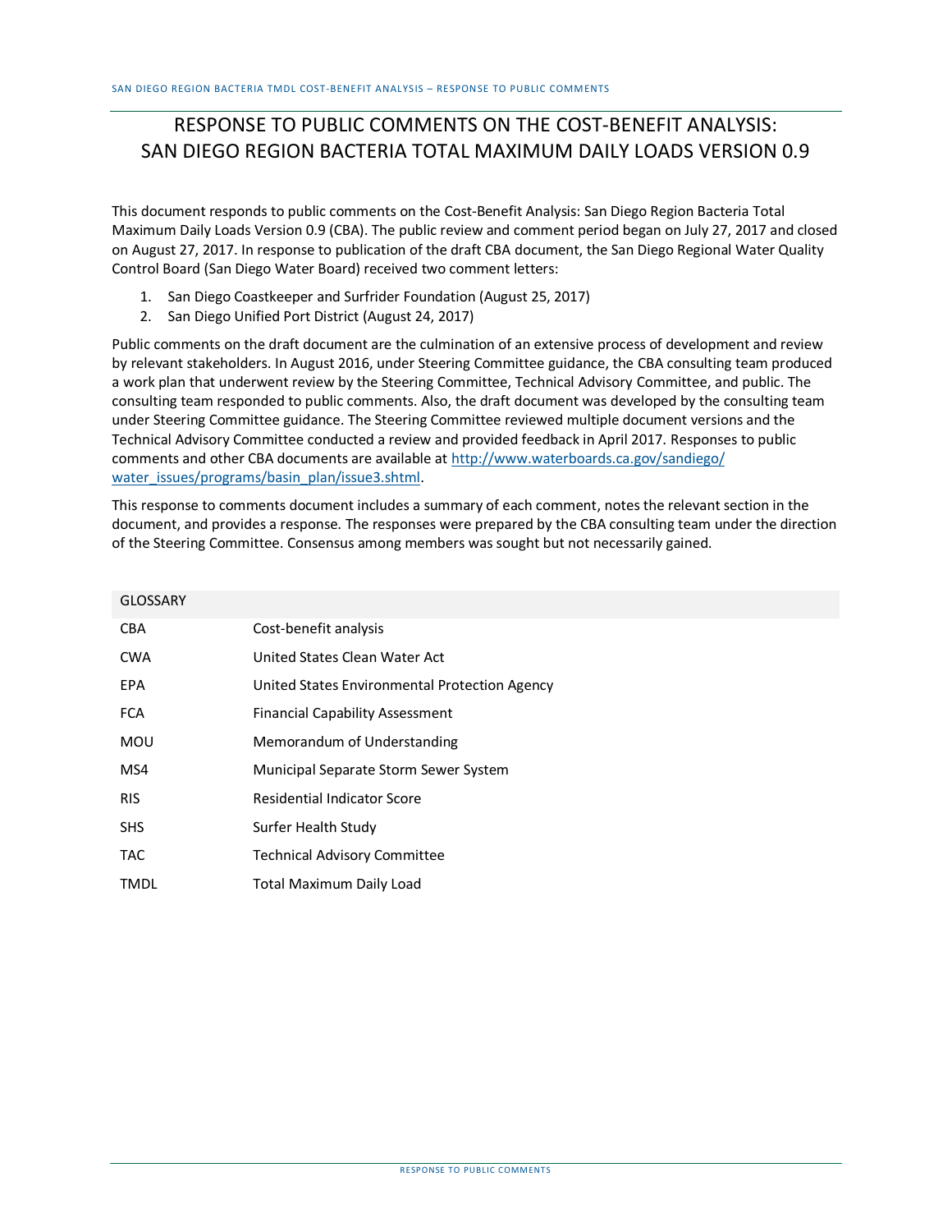# RESPONSE TO PUBLIC COMMENTS ON THE COST-BENEFIT ANALYSIS: SAN DIEGO REGION BACTERIA TOTAL MAXIMUM DAILY LOADS VERSION 0.9

This document responds to public comments on the Cost-Benefit Analysis: San Diego Region Bacteria Total Maximum Daily Loads Version 0.9 (CBA). The public review and comment period began on July 27, 2017 and closed on August 27, 2017. In response to publication of the draft CBA document, the San Diego Regional Water Quality Control Board (San Diego Water Board) received two comment letters:

1. San Diego Coastkeeper and Surfrider Foundation (August 25, 2017)
2. San Diego Unified Port District (August 24, 2017)

Public comments on the draft document are the culmination of an extensive process of development and review by relevant stakeholders. In August 2016, under Steering Committee guidance, the CBA consulting team produced a work plan that underwent review by the Steering Committee, Technical Advisory Committee, and public. The consulting team responded to public comments. Also, the draft document was developed by the consulting team under Steering Committee guidance. The Steering Committee reviewed multiple document versions and the Technical Advisory Committee conducted a review and provided feedback in April 2017. Responses to public comments and other CBA documents are available at http://www.waterboards.ca.gov/sandiego/water_issues/programs/basin_plan/issue3.shtml.

This response to comments document includes a summary of each comment, notes the relevant section in the document, and provides a response. The responses were prepared by the CBA consulting team under the direction of the Steering Committee. Consensus among members was sought but not necessarily gained.

| GLOSSARY | |
|---|---|
| CBA | Cost-benefit analysis |
| CWA | United States Clean Water Act |
| EPA | United States Environmental Protection Agency |
| FCA | Financial Capability Assessment |
| MOU | Memorandum of Understanding |
| MS4 | Municipal Separate Storm Sewer System |
| RIS | Residential Indicator Score |
| SHS | Surfer Health Study |
| TAC | Technical Advisory Committee |
| TMDL | Total Maximum Daily Load |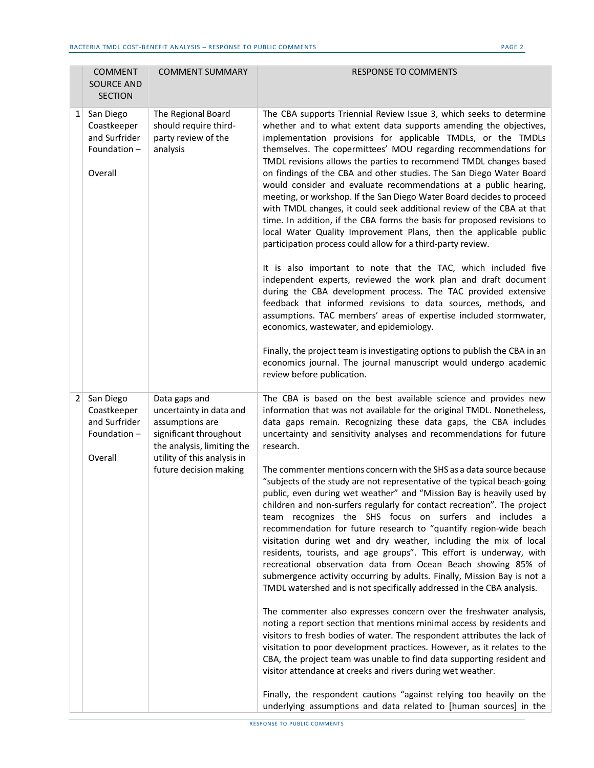|  | COMMENT SOURCE AND SECTION | COMMENT SUMMARY | RESPONSE TO COMMENTS |
|---|---|---|---|
| 1 | San Diego Coastkeeper and Surfrider Foundation – Overall | The Regional Board should require third-party review of the analysis | The CBA supports Triennial Review Issue 3, which seeks to determine whether and to what extent data supports amending the objectives, implementation provisions for applicable TMDLs, or the TMDLs themselves. The copermittees' MOU regarding recommendations for TMDL revisions allows the parties to recommend TMDL changes based on findings of the CBA and other studies. The San Diego Water Board would consider and evaluate recommendations at a public hearing, meeting, or workshop. If the San Diego Water Board decides to proceed with TMDL changes, it could seek additional review of the CBA at that time. In addition, if the CBA forms the basis for proposed revisions to local Water Quality Improvement Plans, then the applicable public participation process could allow for a third-party review.<br><br>It is also important to note that the TAC, which included five independent experts, reviewed the work plan and draft document during the CBA development process. The TAC provided extensive feedback that informed revisions to data sources, methods, and assumptions. TAC members' areas of expertise included stormwater, economics, wastewater, and epidemiology.<br><br>Finally, the project team is investigating options to publish the CBA in an economics journal. The journal manuscript would undergo academic review before publication. |
| 2 | San Diego Coastkeeper and Surfrider Foundation – Overall | Data gaps and uncertainty in data and assumptions are significant throughout the analysis, limiting the utility of this analysis in future decision making | The CBA is based on the best available science and provides new information that was not available for the original TMDL. Nonetheless, data gaps remain. Recognizing these data gaps, the CBA includes uncertainty and sensitivity analyses and recommendations for future research.<br><br>The commenter mentions concern with the SHS as a data source because "subjects of the study are not representative of the typical beach-going public, even during wet weather" and "Mission Bay is heavily used by children and non-surfers regularly for contact recreation". The project team recognizes the SHS focus on surfers and includes a recommendation for future research to "quantify region-wide beach visitation during wet and dry weather, including the mix of local residents, tourists, and age groups". This effort is underway, with recreational observation data from Ocean Beach showing 85% of submergence activity occurring by adults. Finally, Mission Bay is not a TMDL watershed and is not specifically addressed in the CBA analysis.<br><br>The commenter also expresses concern over the freshwater analysis, noting a report section that mentions minimal access by residents and visitors to fresh bodies of water. The respondent attributes the lack of visitation to poor development practices. However, as it relates to the CBA, the project team was unable to find data supporting resident and visitor attendance at creeks and rivers during wet weather.<br><br>Finally, the respondent cautions "against relying too heavily on the underlying assumptions and data related to [human sources] in the |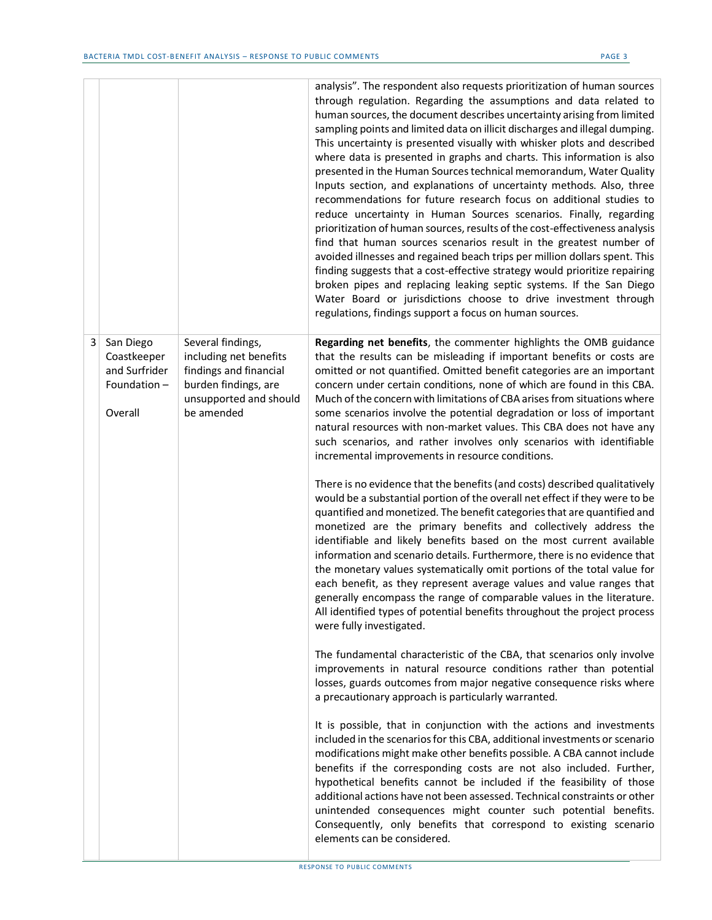| | | | |
|---|---|---|---|
| | | | analysis". The respondent also requests prioritization of human sources through regulation. Regarding the assumptions and data related to human sources, the document describes uncertainty arising from limited sampling points and limited data on illicit discharges and illegal dumping. This uncertainty is presented visually with whisker plots and described where data is presented in graphs and charts. This information is also presented in the Human Sources technical memorandum, Water Quality Inputs section, and explanations of uncertainty methods. Also, three recommendations for future research focus on additional studies to reduce uncertainty in Human Sources scenarios. Finally, regarding prioritization of human sources, results of the cost-effectiveness analysis find that human sources scenarios result in the greatest number of avoided illnesses and regained beach trips per million dollars spent. This finding suggests that a cost-effective strategy would prioritize repairing broken pipes and replacing leaking septic systems. If the San Diego Water Board or jurisdictions choose to drive investment through regulations, findings support a focus on human sources. |
| 3 | San Diego Coastkeeper and Surfrider Foundation – Overall | Several findings, including net benefits findings and financial burden findings, are unsupported and should be amended | **Regarding net benefits**, the commenter highlights the OMB guidance that the results can be misleading if important benefits or costs are omitted or not quantified. Omitted benefit categories are an important concern under certain conditions, none of which are found in this CBA. Much of the concern with limitations of CBA arises from situations where some scenarios involve the potential degradation or loss of important natural resources with non-market values. This CBA does not have any such scenarios, and rather involves only scenarios with identifiable incremental improvements in resource conditions.<br><br>There is no evidence that the benefits (and costs) described qualitatively would be a substantial portion of the overall net effect if they were to be quantified and monetized. The benefit categories that are quantified and monetized are the primary benefits and collectively address the identifiable and likely benefits based on the most current available information and scenario details. Furthermore, there is no evidence that the monetary values systematically omit portions of the total value for each benefit, as they represent average values and value ranges that generally encompass the range of comparable values in the literature. All identified types of potential benefits throughout the project process were fully investigated.<br><br>The fundamental characteristic of the CBA, that scenarios only involve improvements in natural resource conditions rather than potential losses, guards outcomes from major negative consequence risks where a precautionary approach is particularly warranted.<br><br>It is possible, that in conjunction with the actions and investments included in the scenarios for this CBA, additional investments or scenario modifications might make other benefits possible. A CBA cannot include benefits if the corresponding costs are not also included. Further, hypothetical benefits cannot be included if the feasibility of those additional actions have not been assessed. Technical constraints or other unintended consequences might counter such potential benefits. Consequently, only benefits that correspond to existing scenario elements can be considered. |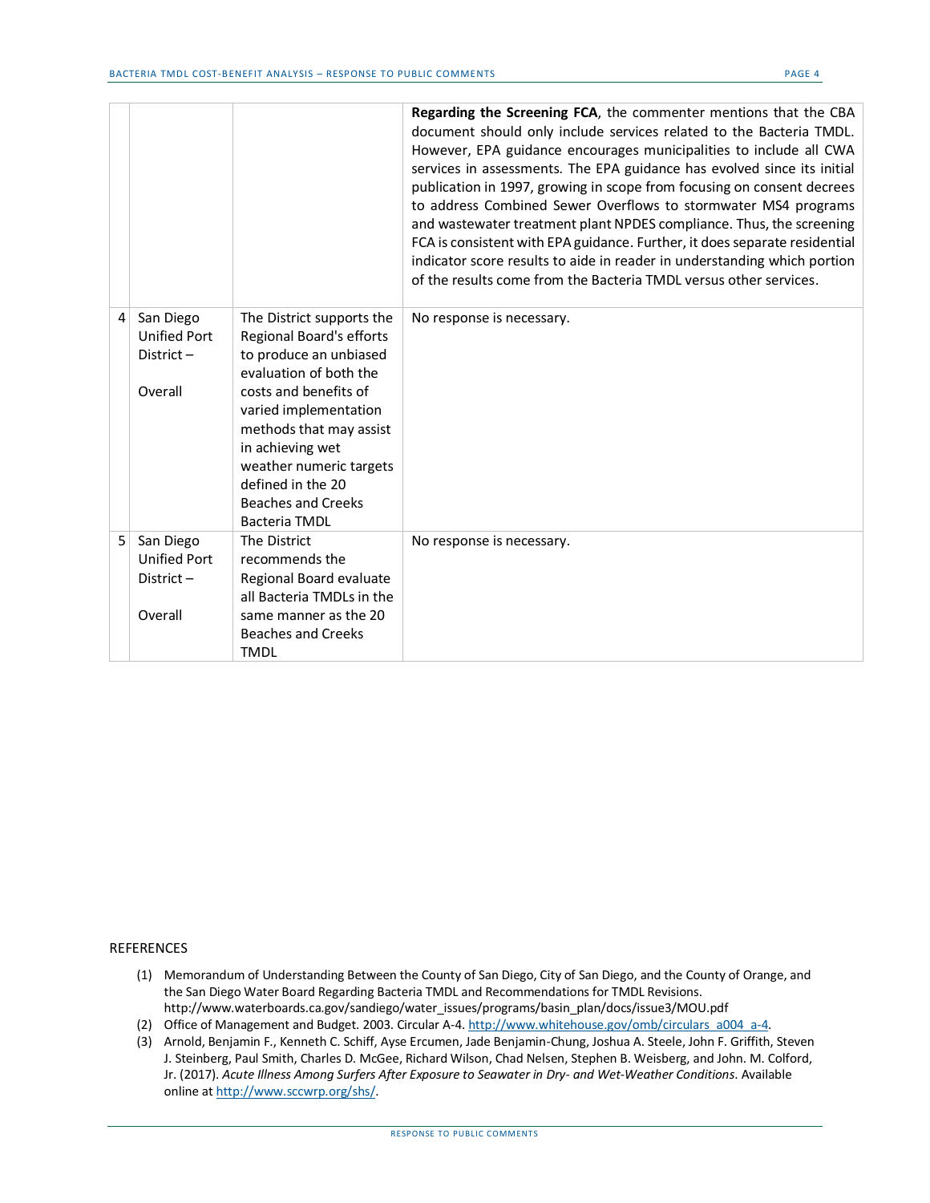| | | | |
|---|---|---|---|
| | | | **Regarding the Screening FCA**, the commenter mentions that the CBA document should only include services related to the Bacteria TMDL. However, EPA guidance encourages municipalities to include all CWA services in assessments. The EPA guidance has evolved since its initial publication in 1997, growing in scope from focusing on consent decrees to address Combined Sewer Overflows to stormwater MS4 programs and wastewater treatment plant NPDES compliance. Thus, the screening FCA is consistent with EPA guidance. Further, it does separate residential indicator score results to aide in reader in understanding which portion of the results come from the Bacteria TMDL versus other services. |
| 4 | San Diego Unified Port District – Overall | The District supports the Regional Board's efforts to produce an unbiased evaluation of both the costs and benefits of varied implementation methods that may assist in achieving wet weather numeric targets defined in the 20 Beaches and Creeks Bacteria TMDL | No response is necessary. |
| 5 | San Diego Unified Port District – Overall | The District recommends the Regional Board evaluate all Bacteria TMDLs in the same manner as the 20 Beaches and Creeks TMDL | No response is necessary. |

REFERENCES

(1) Memorandum of Understanding Between the County of San Diego, City of San Diego, and the County of Orange, and the San Diego Water Board Regarding Bacteria TMDL and Recommendations for TMDL Revisions. http://www.waterboards.ca.gov/sandiego/water_issues/programs/basin_plan/docs/issue3/MOU.pdf

(2) Office of Management and Budget. 2003. Circular A-4. http://www.whitehouse.gov/omb/circulars_a004_a-4.

(3) Arnold, Benjamin F., Kenneth C. Schiff, Ayse Ercumen, Jade Benjamin-Chung, Joshua A. Steele, John F. Griffith, Steven J. Steinberg, Paul Smith, Charles D. McGee, Richard Wilson, Chad Nelsen, Stephen B. Weisberg, and John. M. Colford, Jr. (2017). *Acute Illness Among Surfers After Exposure to Seawater in Dry- and Wet-Weather Conditions*. Available online at http://www.sccwrp.org/shs/.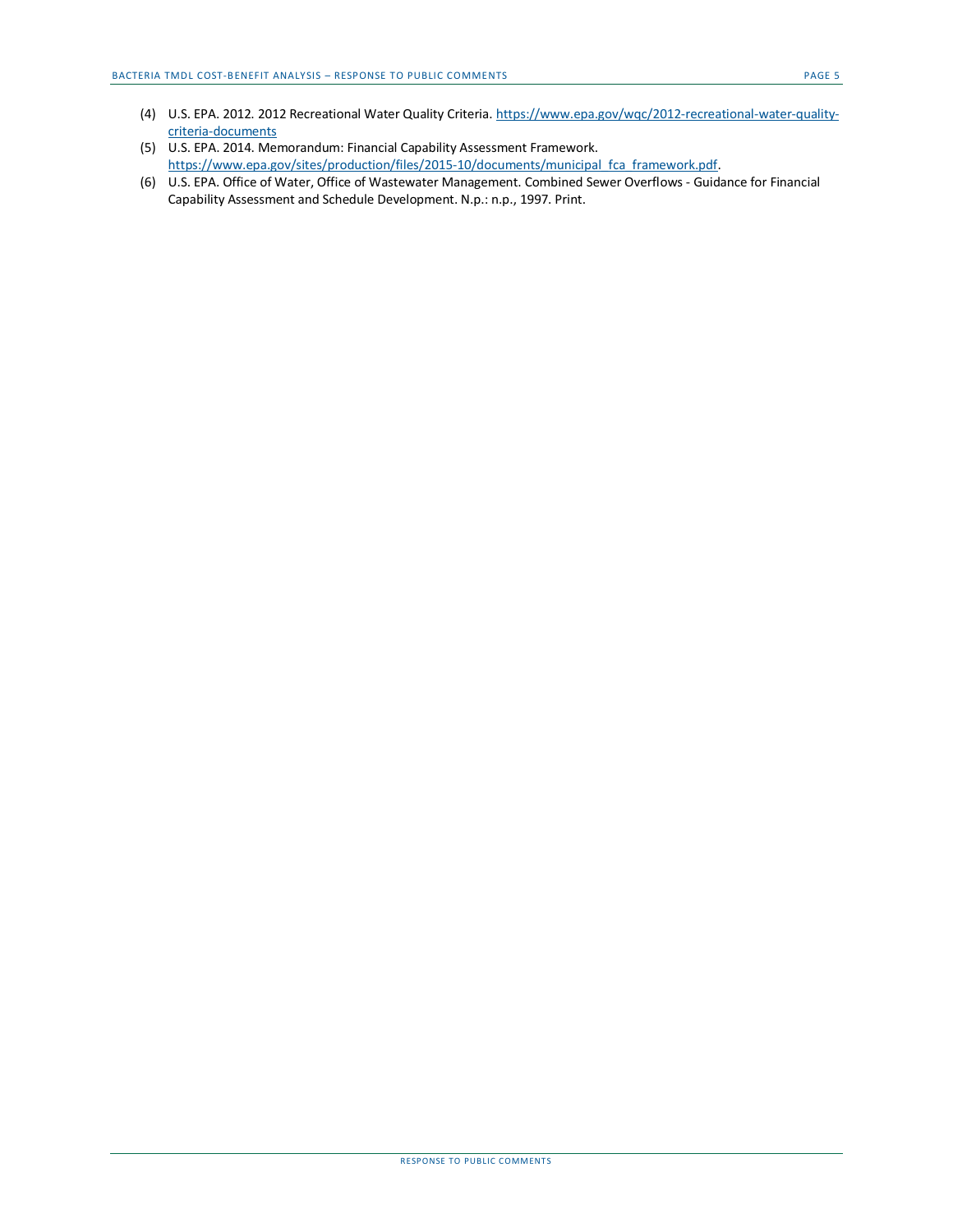(4) U.S. EPA. 2012. 2012 Recreational Water Quality Criteria. https://www.epa.gov/wqc/2012-recreational-water-quality-criteria-documents

(5) U.S. EPA. 2014. Memorandum: Financial Capability Assessment Framework. https://www.epa.gov/sites/production/files/2015-10/documents/municipal_fca_framework.pdf.

(6) U.S. EPA. Office of Water, Office of Wastewater Management. Combined Sewer Overflows - Guidance for Financial Capability Assessment and Schedule Development. N.p.: n.p., 1997. Print.